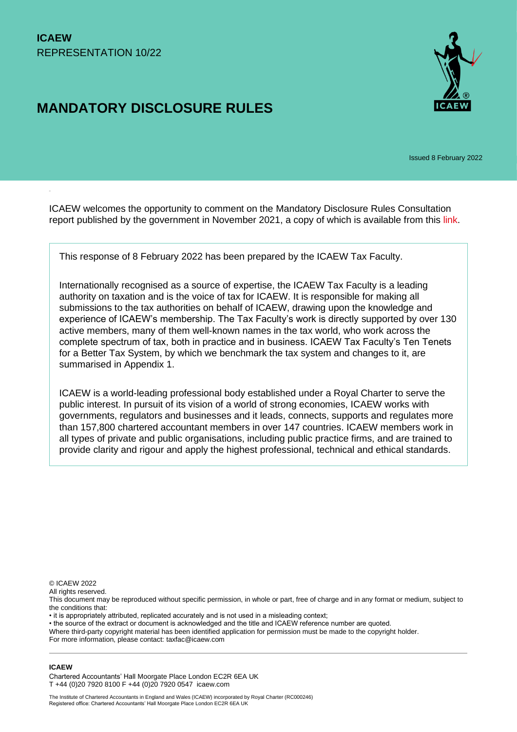**ICAEW**
REPRESENTATION 10/22

# MANDATORY DISCLOSURE RULES

Issued 8 February 2022

ICAEW welcomes the opportunity to comment on the Mandatory Disclosure Rules Consultation report published by the government in November 2021, a copy of which is available from this link.

This response of 8 February 2022 has been prepared by the ICAEW Tax Faculty.

Internationally recognised as a source of expertise, the ICAEW Tax Faculty is a leading authority on taxation and is the voice of tax for ICAEW. It is responsible for making all submissions to the tax authorities on behalf of ICAEW, drawing upon the knowledge and experience of ICAEW's membership. The Tax Faculty's work is directly supported by over 130 active members, many of them well-known names in the tax world, who work across the complete spectrum of tax, both in practice and in business. ICAEW Tax Faculty's Ten Tenets for a Better Tax System, by which we benchmark the tax system and changes to it, are summarised in Appendix 1.

ICAEW is a world-leading professional body established under a Royal Charter to serve the public interest. In pursuit of its vision of a world of strong economies, ICAEW works with governments, regulators and businesses and it leads, connects, supports and regulates more than 157,800 chartered accountant members in over 147 countries. ICAEW members work in all types of private and public organisations, including public practice firms, and are trained to provide clarity and rigour and apply the highest professional, technical and ethical standards.

© ICAEW 2022
All rights reserved.
This document may be reproduced without specific permission, in whole or part, free of charge and in any format or medium, subject to the conditions that:
• it is appropriately attributed, replicated accurately and is not used in a misleading context;
• the source of the extract or document is acknowledged and the title and ICAEW reference number are quoted.
Where third-party copyright material has been identified application for permission must be made to the copyright holder.
For more information, please contact: taxfac@icaew.com

**ICAEW**
Chartered Accountants' Hall Moorgate Place London EC2R 6EA UK
T +44 (0)20 7920 8100 F +44 (0)20 7920 0547 icaew.com

The Institute of Chartered Accountants in England and Wales (ICAEW) incorporated by Royal Charter (RC000246)
Registered office: Chartered Accountants' Hall Moorgate Place London EC2R 6EA UK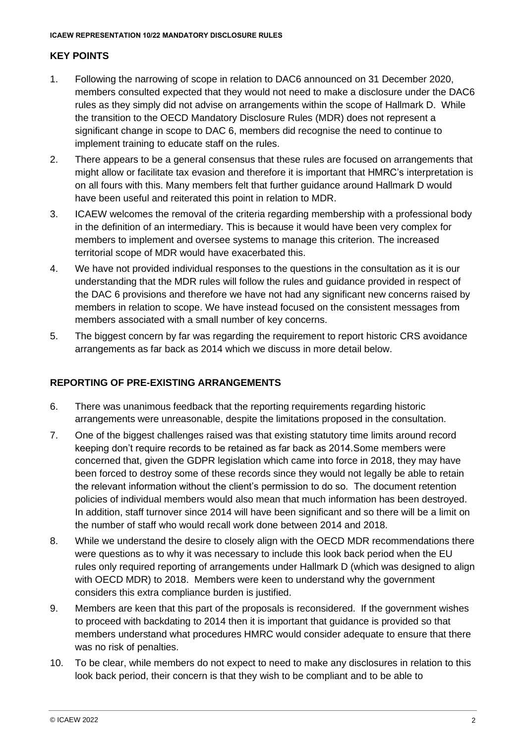## KEY POINTS

1. Following the narrowing of scope in relation to DAC6 announced on 31 December 2020, members consulted expected that they would not need to make a disclosure under the DAC6 rules as they simply did not advise on arrangements within the scope of Hallmark D. While the transition to the OECD Mandatory Disclosure Rules (MDR) does not represent a significant change in scope to DAC 6, members did recognise the need to continue to implement training to educate staff on the rules.
2. There appears to be a general consensus that these rules are focused on arrangements that might allow or facilitate tax evasion and therefore it is important that HMRC's interpretation is on all fours with this. Many members felt that further guidance around Hallmark D would have been useful and reiterated this point in relation to MDR.
3. ICAEW welcomes the removal of the criteria regarding membership with a professional body in the definition of an intermediary. This is because it would have been very complex for members to implement and oversee systems to manage this criterion. The increased territorial scope of MDR would have exacerbated this.
4. We have not provided individual responses to the questions in the consultation as it is our understanding that the MDR rules will follow the rules and guidance provided in respect of the DAC 6 provisions and therefore we have not had any significant new concerns raised by members in relation to scope. We have instead focused on the consistent messages from members associated with a small number of key concerns.
5. The biggest concern by far was regarding the requirement to report historic CRS avoidance arrangements as far back as 2014 which we discuss in more detail below.

## REPORTING OF PRE-EXISTING ARRANGEMENTS

6. There was unanimous feedback that the reporting requirements regarding historic arrangements were unreasonable, despite the limitations proposed in the consultation.
7. One of the biggest challenges raised was that existing statutory time limits around record keeping don't require records to be retained as far back as 2014.Some members were concerned that, given the GDPR legislation which came into force in 2018, they may have been forced to destroy some of these records since they would not legally be able to retain the relevant information without the client's permission to do so. The document retention policies of individual members would also mean that much information has been destroyed. In addition, staff turnover since 2014 will have been significant and so there will be a limit on the number of staff who would recall work done between 2014 and 2018.
8. While we understand the desire to closely align with the OECD MDR recommendations there were questions as to why it was necessary to include this look back period when the EU rules only required reporting of arrangements under Hallmark D (which was designed to align with OECD MDR) to 2018. Members were keen to understand why the government considers this extra compliance burden is justified.
9. Members are keen that this part of the proposals is reconsidered. If the government wishes to proceed with backdating to 2014 then it is important that guidance is provided so that members understand what procedures HMRC would consider adequate to ensure that there was no risk of penalties.
10. To be clear, while members do not expect to need to make any disclosures in relation to this look back period, their concern is that they wish to be compliant and to be able to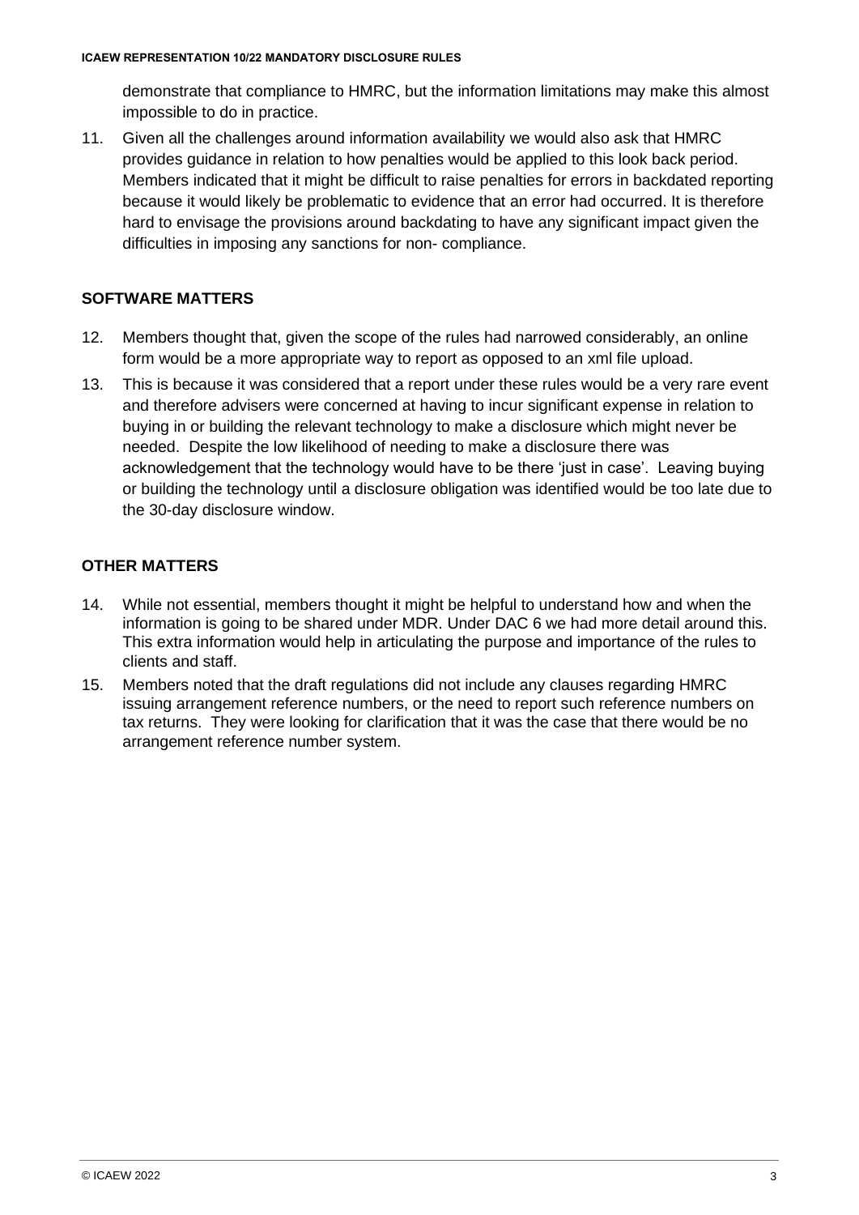demonstrate that compliance to HMRC, but the information limitations may make this almost impossible to do in practice.

11. Given all the challenges around information availability we would also ask that HMRC provides guidance in relation to how penalties would be applied to this look back period. Members indicated that it might be difficult to raise penalties for errors in backdated reporting because it would likely be problematic to evidence that an error had occurred. It is therefore hard to envisage the provisions around backdating to have any significant impact given the difficulties in imposing any sanctions for non- compliance.

## SOFTWARE MATTERS

12. Members thought that, given the scope of the rules had narrowed considerably, an online form would be a more appropriate way to report as opposed to an xml file upload.

13. This is because it was considered that a report under these rules would be a very rare event and therefore advisers were concerned at having to incur significant expense in relation to buying in or building the relevant technology to make a disclosure which might never be needed. Despite the low likelihood of needing to make a disclosure there was acknowledgement that the technology would have to be there 'just in case'. Leaving buying or building the technology until a disclosure obligation was identified would be too late due to the 30-day disclosure window.

## OTHER MATTERS

14. While not essential, members thought it might be helpful to understand how and when the information is going to be shared under MDR. Under DAC 6 we had more detail around this. This extra information would help in articulating the purpose and importance of the rules to clients and staff.

15. Members noted that the draft regulations did not include any clauses regarding HMRC issuing arrangement reference numbers, or the need to report such reference numbers on tax returns. They were looking for clarification that it was the case that there would be no arrangement reference number system.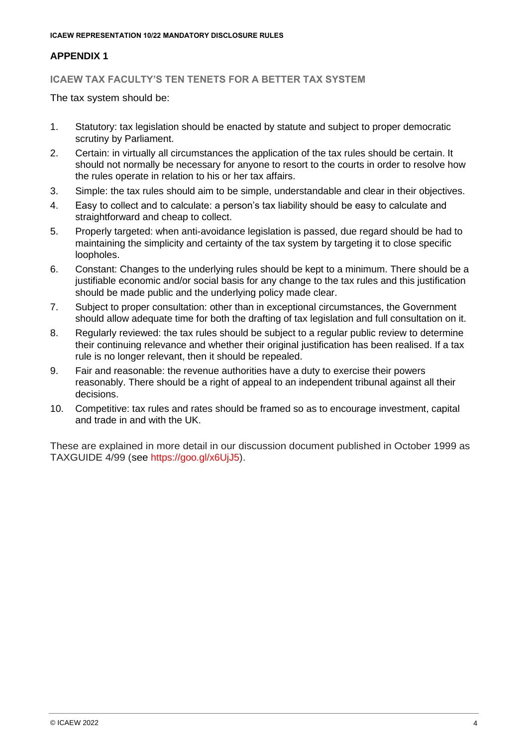## APPENDIX 1

### ICAEW TAX FACULTY'S TEN TENETS FOR A BETTER TAX SYSTEM

The tax system should be:

1. Statutory: tax legislation should be enacted by statute and subject to proper democratic scrutiny by Parliament.
2. Certain: in virtually all circumstances the application of the tax rules should be certain. It should not normally be necessary for anyone to resort to the courts in order to resolve how the rules operate in relation to his or her tax affairs.
3. Simple: the tax rules should aim to be simple, understandable and clear in their objectives.
4. Easy to collect and to calculate: a person's tax liability should be easy to calculate and straightforward and cheap to collect.
5. Properly targeted: when anti-avoidance legislation is passed, due regard should be had to maintaining the simplicity and certainty of the tax system by targeting it to close specific loopholes.
6. Constant: Changes to the underlying rules should be kept to a minimum. There should be a justifiable economic and/or social basis for any change to the tax rules and this justification should be made public and the underlying policy made clear.
7. Subject to proper consultation: other than in exceptional circumstances, the Government should allow adequate time for both the drafting of tax legislation and full consultation on it.
8. Regularly reviewed: the tax rules should be subject to a regular public review to determine their continuing relevance and whether their original justification has been realised. If a tax rule is no longer relevant, then it should be repealed.
9. Fair and reasonable: the revenue authorities have a duty to exercise their powers reasonably. There should be a right of appeal to an independent tribunal against all their decisions.
10. Competitive: tax rules and rates should be framed so as to encourage investment, capital and trade in and with the UK.

These are explained in more detail in our discussion document published in October 1999 as TAXGUIDE 4/99 (see https://goo.gl/x6UjJ5).